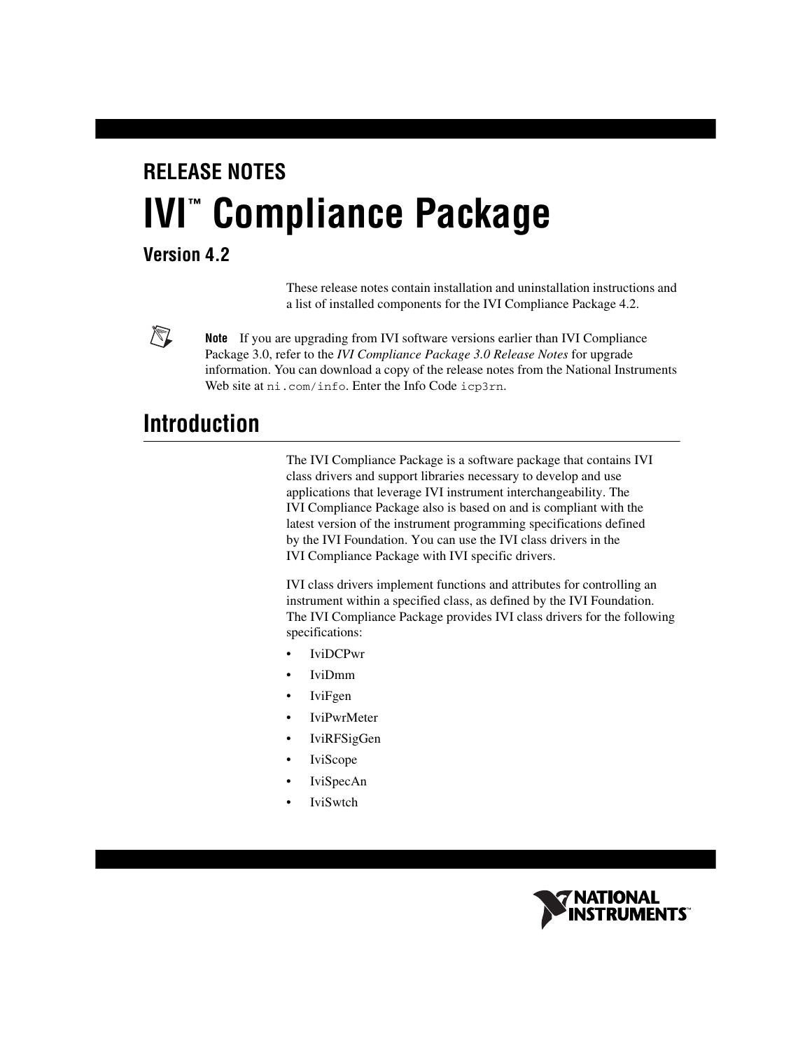RELEASE NOTES

# IVI™ Compliance Package

## Version 4.2

These release notes contain installation and uninstallation instructions and a list of installed components for the IVI Compliance Package 4.2.

**Note** If you are upgrading from IVI software versions earlier than IVI Compliance Package 3.0, refer to the *IVI Compliance Package 3.0 Release Notes* for upgrade information. You can download a copy of the release notes from the National Instruments Web site at `ni.com/info`. Enter the Info Code `icp3rn`.

## Introduction

The IVI Compliance Package is a software package that contains IVI class drivers and support libraries necessary to develop and use applications that leverage IVI instrument interchangeability. The IVI Compliance Package also is based on and is compliant with the latest version of the instrument programming specifications defined by the IVI Foundation. You can use the IVI class drivers in the IVI Compliance Package with IVI specific drivers.

IVI class drivers implement functions and attributes for controlling an instrument within a specified class, as defined by the IVI Foundation. The IVI Compliance Package provides IVI class drivers for the following specifications:

- IviDCPwr
- IviDmm
- IviFgen
- IviPwrMeter
- IviRFSigGen
- IviScope
- IviSpecAn
- IviSwtch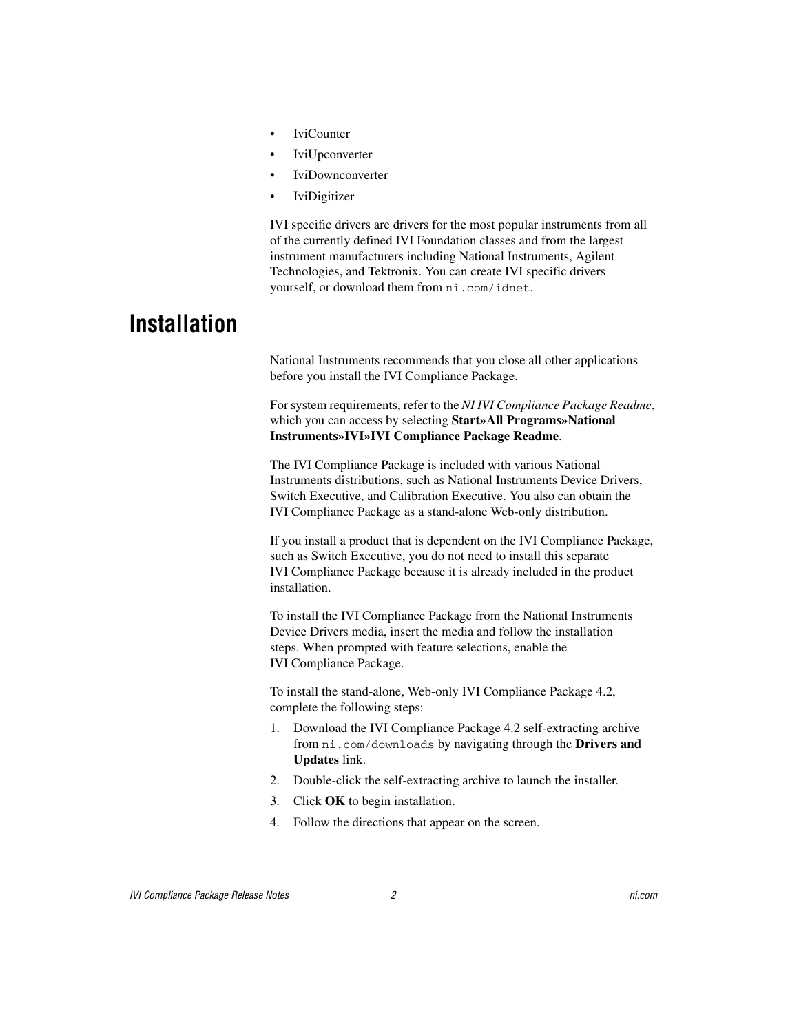- IviCounter
- IviUpconverter
- IviDownconverter
- IviDigitizer

IVI specific drivers are drivers for the most popular instruments from all of the currently defined IVI Foundation classes and from the largest instrument manufacturers including National Instruments, Agilent Technologies, and Tektronix. You can create IVI specific drivers yourself, or download them from `ni.com/idnet`.

# Installation

National Instruments recommends that you close all other applications before you install the IVI Compliance Package.

For system requirements, refer to the *NI IVI Compliance Package Readme*, which you can access by selecting **Start»All Programs»National Instruments»IVI»IVI Compliance Package Readme**.

The IVI Compliance Package is included with various National Instruments distributions, such as National Instruments Device Drivers, Switch Executive, and Calibration Executive. You also can obtain the IVI Compliance Package as a stand-alone Web-only distribution.

If you install a product that is dependent on the IVI Compliance Package, such as Switch Executive, you do not need to install this separate IVI Compliance Package because it is already included in the product installation.

To install the IVI Compliance Package from the National Instruments Device Drivers media, insert the media and follow the installation steps. When prompted with feature selections, enable the IVI Compliance Package.

To install the stand-alone, Web-only IVI Compliance Package 4.2, complete the following steps:

1. Download the IVI Compliance Package 4.2 self-extracting archive from `ni.com/downloads` by navigating through the **Drivers and Updates** link.
2. Double-click the self-extracting archive to launch the installer.
3. Click **OK** to begin installation.
4. Follow the directions that appear on the screen.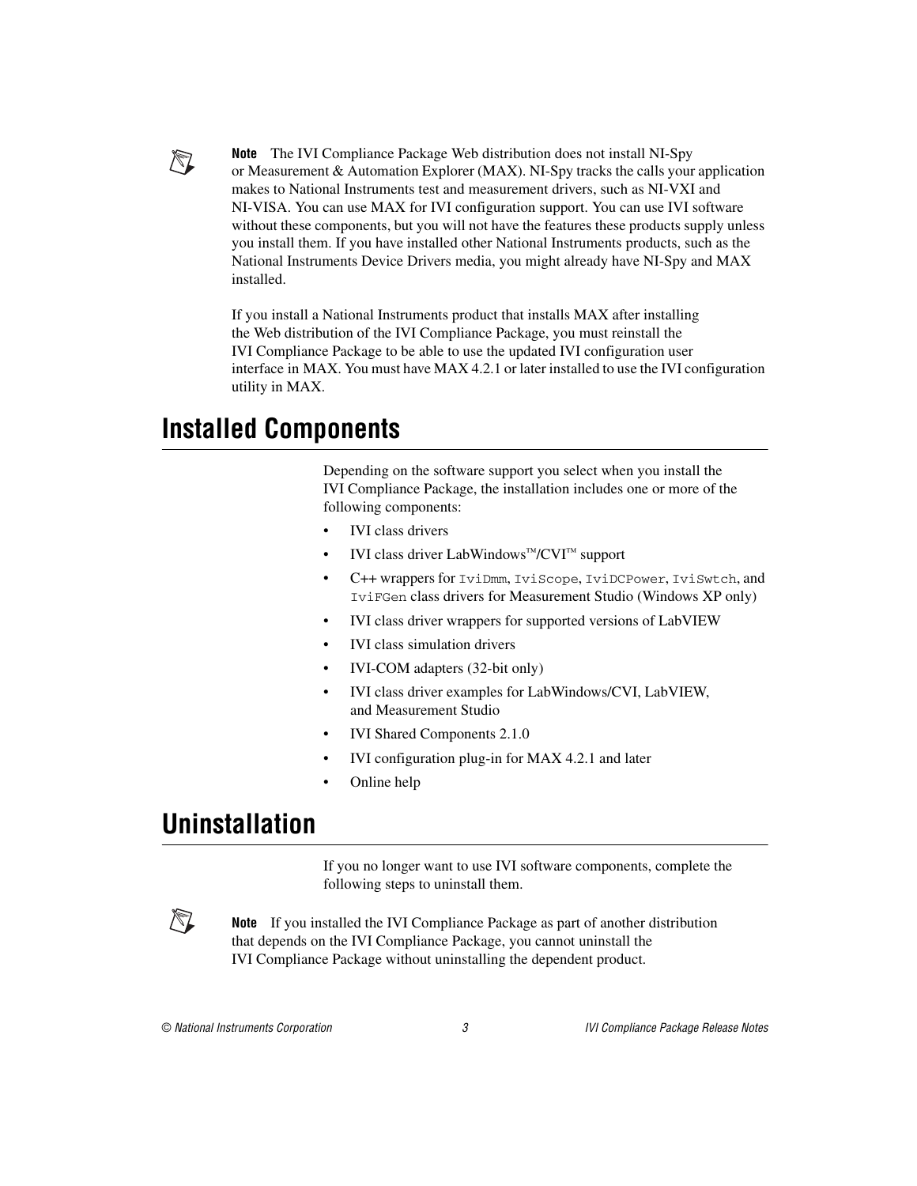**Note** The IVI Compliance Package Web distribution does not install NI-Spy or Measurement & Automation Explorer (MAX). NI-Spy tracks the calls your application makes to National Instruments test and measurement drivers, such as NI-VXI and NI-VISA. You can use MAX for IVI configuration support. You can use IVI software without these components, but you will not have the features these products supply unless you install them. If you have installed other National Instruments products, such as the National Instruments Device Drivers media, you might already have NI-Spy and MAX installed.

If you install a National Instruments product that installs MAX after installing the Web distribution of the IVI Compliance Package, you must reinstall the IVI Compliance Package to be able to use the updated IVI configuration user interface in MAX. You must have MAX 4.2.1 or later installed to use the IVI configuration utility in MAX.

## Installed Components

Depending on the software support you select when you install the IVI Compliance Package, the installation includes one or more of the following components:

- IVI class drivers
- IVI class driver LabWindows™/CVI™ support
- C++ wrappers for `IviDmm`, `IviScope`, `IviDCPower`, `IviSwtch`, and `IviFGen` class drivers for Measurement Studio (Windows XP only)
- IVI class driver wrappers for supported versions of LabVIEW
- IVI class simulation drivers
- IVI-COM adapters (32-bit only)
- IVI class driver examples for LabWindows/CVI, LabVIEW, and Measurement Studio
- IVI Shared Components 2.1.0
- IVI configuration plug-in for MAX 4.2.1 and later
- Online help

## Uninstallation

If you no longer want to use IVI software components, complete the following steps to uninstall them.

**Note** If you installed the IVI Compliance Package as part of another distribution that depends on the IVI Compliance Package, you cannot uninstall the IVI Compliance Package without uninstalling the dependent product.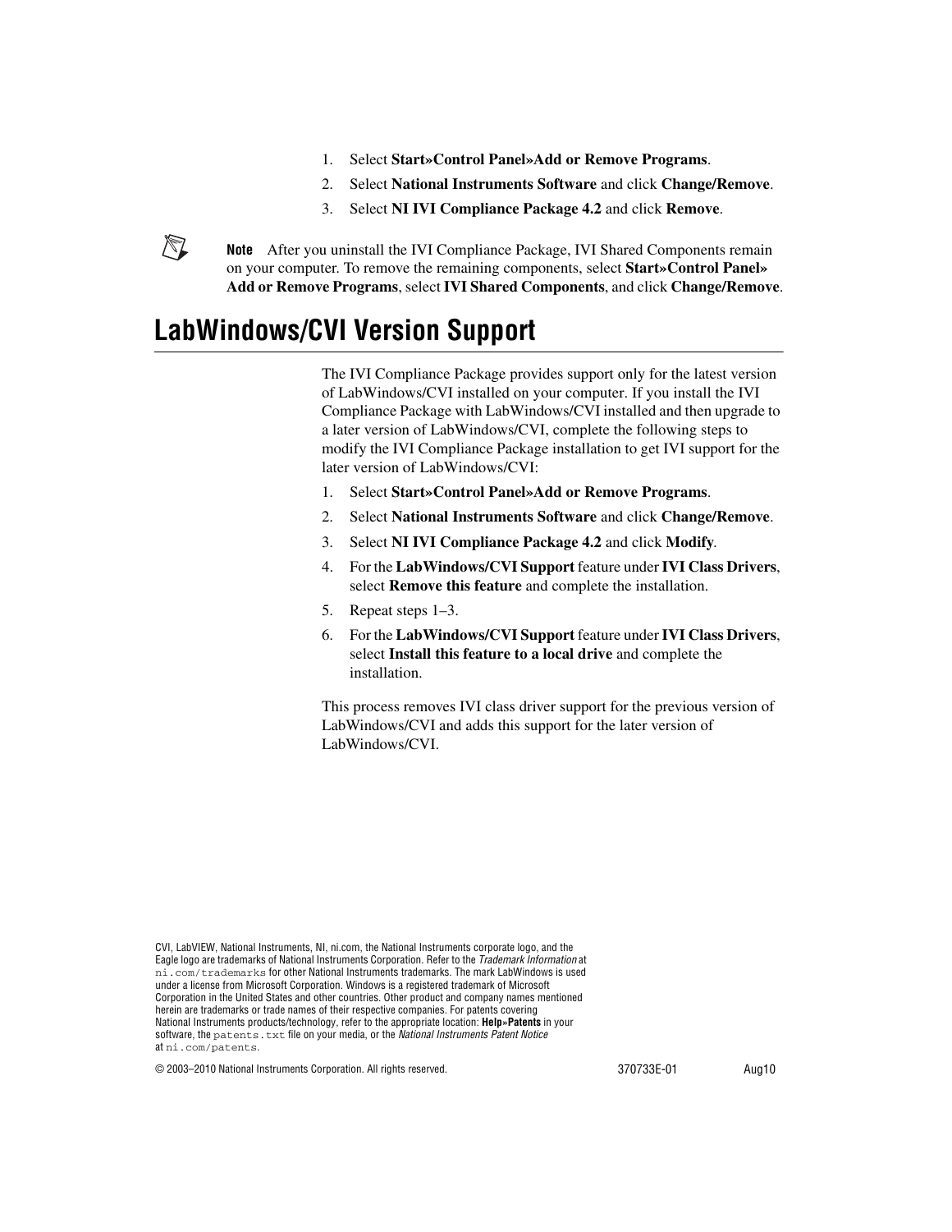1. Select **Start»Control Panel»Add or Remove Programs**.
2. Select **National Instruments Software** and click **Change/Remove**.
3. Select **NI IVI Compliance Package 4.2** and click **Remove**.

**Note** After you uninstall the IVI Compliance Package, IVI Shared Components remain on your computer. To remove the remaining components, select **Start»Control Panel» Add or Remove Programs**, select **IVI Shared Components**, and click **Change/Remove**.

## LabWindows/CVI Version Support

The IVI Compliance Package provides support only for the latest version of LabWindows/CVI installed on your computer. If you install the IVI Compliance Package with LabWindows/CVI installed and then upgrade to a later version of LabWindows/CVI, complete the following steps to modify the IVI Compliance Package installation to get IVI support for the later version of LabWindows/CVI:

1. Select **Start»Control Panel»Add or Remove Programs**.
2. Select **National Instruments Software** and click **Change/Remove**.
3. Select **NI IVI Compliance Package 4.2** and click **Modify**.
4. For the **LabWindows/CVI Support** feature under **IVI Class Drivers**, select **Remove this feature** and complete the installation.
5. Repeat steps 1–3.
6. For the **LabWindows/CVI Support** feature under **IVI Class Drivers**, select **Install this feature to a local drive** and complete the installation.

This process removes IVI class driver support for the previous version of LabWindows/CVI and adds this support for the later version of LabWindows/CVI.

CVI, LabVIEW, National Instruments, NI, ni.com, the National Instruments corporate logo, and the Eagle logo are trademarks of National Instruments Corporation. Refer to the *Trademark Information* at `ni.com/trademarks` for other National Instruments trademarks. The mark LabWindows is used under a license from Microsoft Corporation. Windows is a registered trademark of Microsoft Corporation in the United States and other countries. Other product and company names mentioned herein are trademarks or trade names of their respective companies. For patents covering National Instruments products/technology, refer to the appropriate location: **Help»Patents** in your software, the `patents.txt` file on your media, or the *National Instruments Patent Notice* at `ni.com/patents`.

© 2003–2010 National Instruments Corporation. All rights reserved. 370733E-01 Aug10